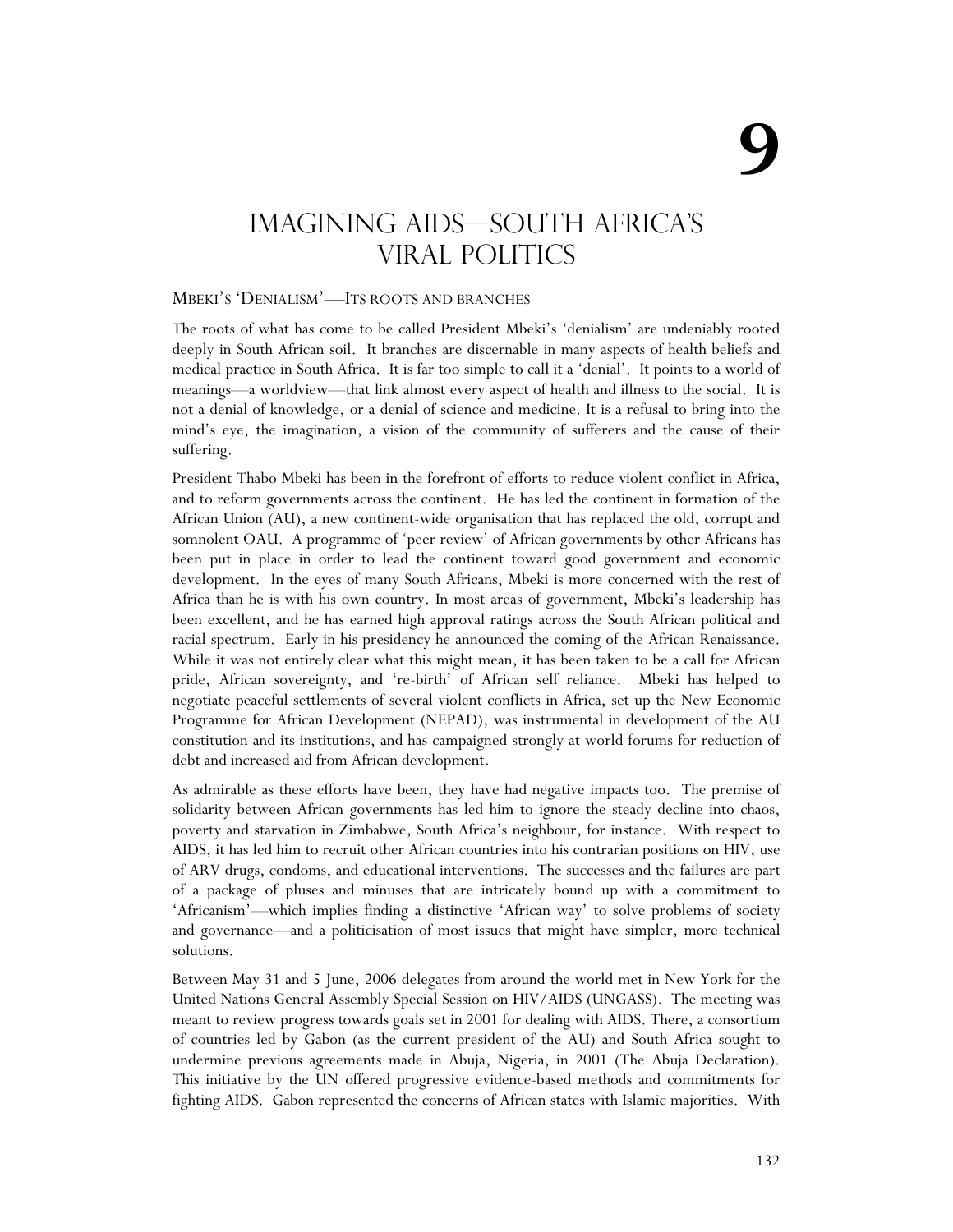# 9

# IMAGINING AIDS—SOUTH AFRICA'S VIRAL POLITICS

## MBEKI'S 'DENIALISM'—ITS ROOTS AND BRANCHES

The roots of what has come to be called President Mbeki's 'denialism' are undeniably rooted deeply in South African soil. It branches are discernable in many aspects of health beliefs and medical practice in South Africa. It is far too simple to call it a 'denial'. It points to a world of meanings—a worldview—that link almost every aspect of health and illness to the social. It is not a denial of knowledge, or a denial of science and medicine. It is a refusal to bring into the mind's eye, the imagination, a vision of the community of sufferers and the cause of their suffering.

President Thabo Mbeki has been in the forefront of efforts to reduce violent conflict in Africa, and to reform governments across the continent. He has led the continent in formation of the African Union (AU), a new continent-wide organisation that has replaced the old, corrupt and somnolent OAU. A programme of 'peer review' of African governments by other Africans has been put in place in order to lead the continent toward good government and economic development. In the eyes of many South Africans, Mbeki is more concerned with the rest of Africa than he is with his own country. In most areas of government, Mbeki's leadership has been excellent, and he has earned high approval ratings across the South African political and racial spectrum. Early in his presidency he announced the coming of the African Renaissance. While it was not entirely clear what this might mean, it has been taken to be a call for African pride, African sovereignty, and 're-birth' of African self reliance. Mbeki has helped to negotiate peaceful settlements of several violent conflicts in Africa, set up the New Economic Programme for African Development (NEPAD), was instrumental in development of the AU constitution and its institutions, and has campaigned strongly at world forums for reduction of debt and increased aid from African development.

As admirable as these efforts have been, they have had negative impacts too. The premise of solidarity between African governments has led him to ignore the steady decline into chaos, poverty and starvation in Zimbabwe, South Africa's neighbour, for instance. With respect to AIDS, it has led him to recruit other African countries into his contrarian positions on HIV, use of ARV drugs, condoms, and educational interventions. The successes and the failures are part of a package of pluses and minuses that are intricately bound up with a commitment to 'Africanism'—which implies finding a distinctive 'African way' to solve problems of society and governance—and a politicisation of most issues that might have simpler, more technical solutions.

Between May 31 and 5 June, 2006 delegates from around the world met in New York for the United Nations General Assembly Special Session on HIV/AIDS (UNGASS). The meeting was meant to review progress towards goals set in 2001 for dealing with AIDS. There, a consortium of countries led by Gabon (as the current president of the AU) and South Africa sought to undermine previous agreements made in Abuja, Nigeria, in 2001 (The Abuja Declaration). This initiative by the UN offered progressive evidence-based methods and commitments for fighting AIDS. Gabon represented the concerns of African states with Islamic majorities. With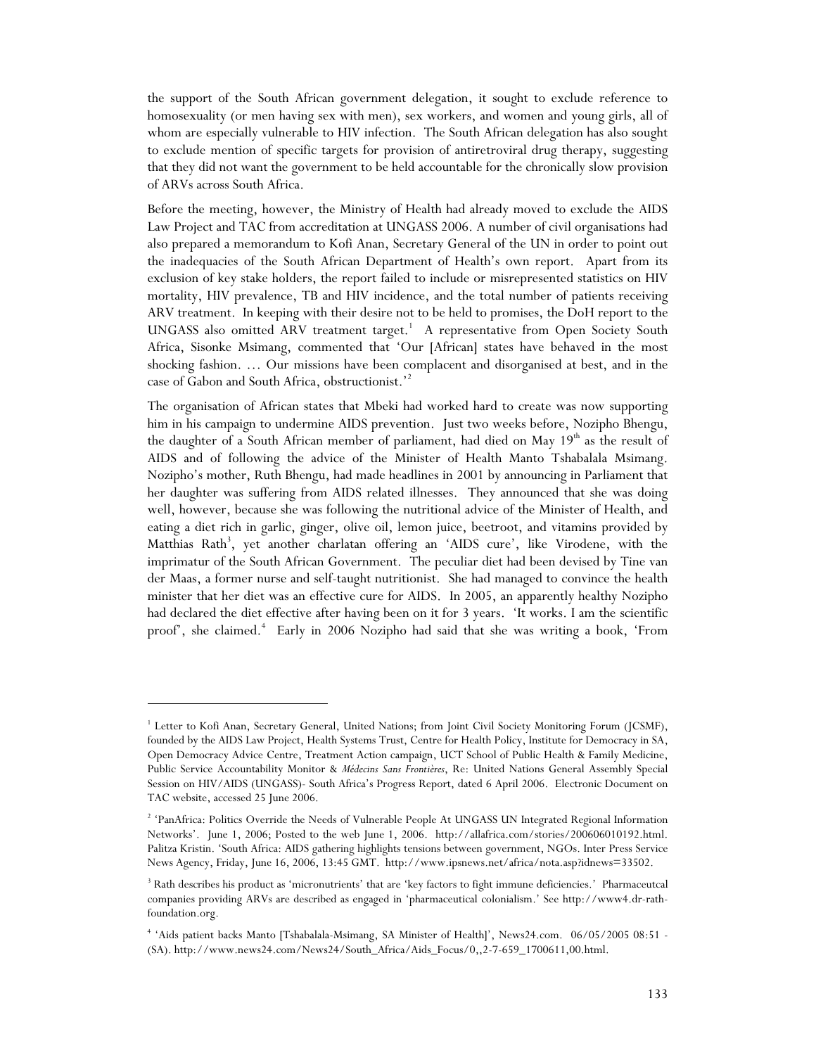the support of the South African government delegation, it sought to exclude reference to homosexuality (or men having sex with men), sex workers, and women and young girls, all of whom are especially vulnerable to HIV infection. The South African delegation has also sought to exclude mention of specific targets for provision of antiretroviral drug therapy, suggesting that they did not want the government to be held accountable for the chronically slow provision of ARVs across South Africa.

Before the meeting, however, the Ministry of Health had already moved to exclude the AIDS Law Project and TAC from accreditation at UNGASS 2006. A number of civil organisations had also prepared a memorandum to Kofi Anan, Secretary General of the UN in order to point out the inadequacies of the South African Department of Health's own report. Apart from its exclusion of key stake holders, the report failed to include or misrepresented statistics on HIV mortality, HIV prevalence, TB and HIV incidence, and the total number of patients receiving ARV treatment. In keeping with their desire not to be held to promises, the DoH report to the UNGASS also omitted ARV treatment target.[1] A representative from Open Society South Africa, Sisonke Msimang, commented that 'Our [African] states have behaved in the most shocking fashion. … Our missions have been complacent and disorganised at best, and in the case of Gabon and South Africa, obstructionist.'[2]

The organisation of African states that Mbeki had worked hard to create was now supporting him in his campaign to undermine AIDS prevention. Just two weeks before, Nozipho Bhengu, the daughter of a South African member of parliament, had died on May 19th as the result of AIDS and of following the advice of the Minister of Health Manto Tshabalala Msimang. Nozipho's mother, Ruth Bhengu, had made headlines in 2001 by announcing in Parliament that her daughter was suffering from AIDS related illnesses. They announced that she was doing well, however, because she was following the nutritional advice of the Minister of Health, and eating a diet rich in garlic, ginger, olive oil, lemon juice, beetroot, and vitamins provided by Matthias Rath[3], yet another charlatan offering an 'AIDS cure', like Virodene, with the imprimatur of the South African Government. The peculiar diet had been devised by Tine van der Maas, a former nurse and self-taught nutritionist. She had managed to convince the health minister that her diet was an effective cure for AIDS. In 2005, an apparently healthy Nozipho had declared the diet effective after having been on it for 3 years. 'It works. I am the scientific proof", she claimed.[4] Early in 2006 Nozipho had said that she was writing a book, 'From

---

[1] Letter to Kofi Anan, Secretary General, United Nations; from Joint Civil Society Monitoring Forum (JCSMF), founded by the AIDS Law Project, Health Systems Trust, Centre for Health Policy, Institute for Democracy in SA, Open Democracy Advice Centre, Treatment Action campaign, UCT School of Public Health & Family Medicine, Public Service Accountability Monitor & *Médecins Sans Frontières*, Re: United Nations General Assembly Special Session on HIV/AIDS (UNGASS)- South Africa's Progress Report, dated 6 April 2006. Electronic Document on TAC website, accessed 25 June 2006.

[2] 'PanAfrica: Politics Override the Needs of Vulnerable People At UNGASS UN Integrated Regional Information Networks'. June 1, 2006; Posted to the web June 1, 2006. http://allafrica.com/stories/200606010192.html. Palitza Kristin. 'South Africa: AIDS gathering highlights tensions between government, NGOs. Inter Press Service News Agency, Friday, June 16, 2006, 13:45 GMT. http://www.ipsnews.net/africa/nota.asp?idnews=33502.

[3] Rath describes his product as 'micronutrients' that are 'key factors to fight immune deficiencies.' Pharmaceutcal companies providing ARVs are described as engaged in 'pharmaceutical colonialism.' See http://www4.dr-rath-foundation.org.

[4] 'Aids patient backs Manto [Tshabalala-Msimang, SA Minister of Health]', News24.com. 06/05/2005 08:51 - (SA). http://www.news24.com/News24/South_Africa/Aids_Focus/0,,2-7-659_1700611,00.html.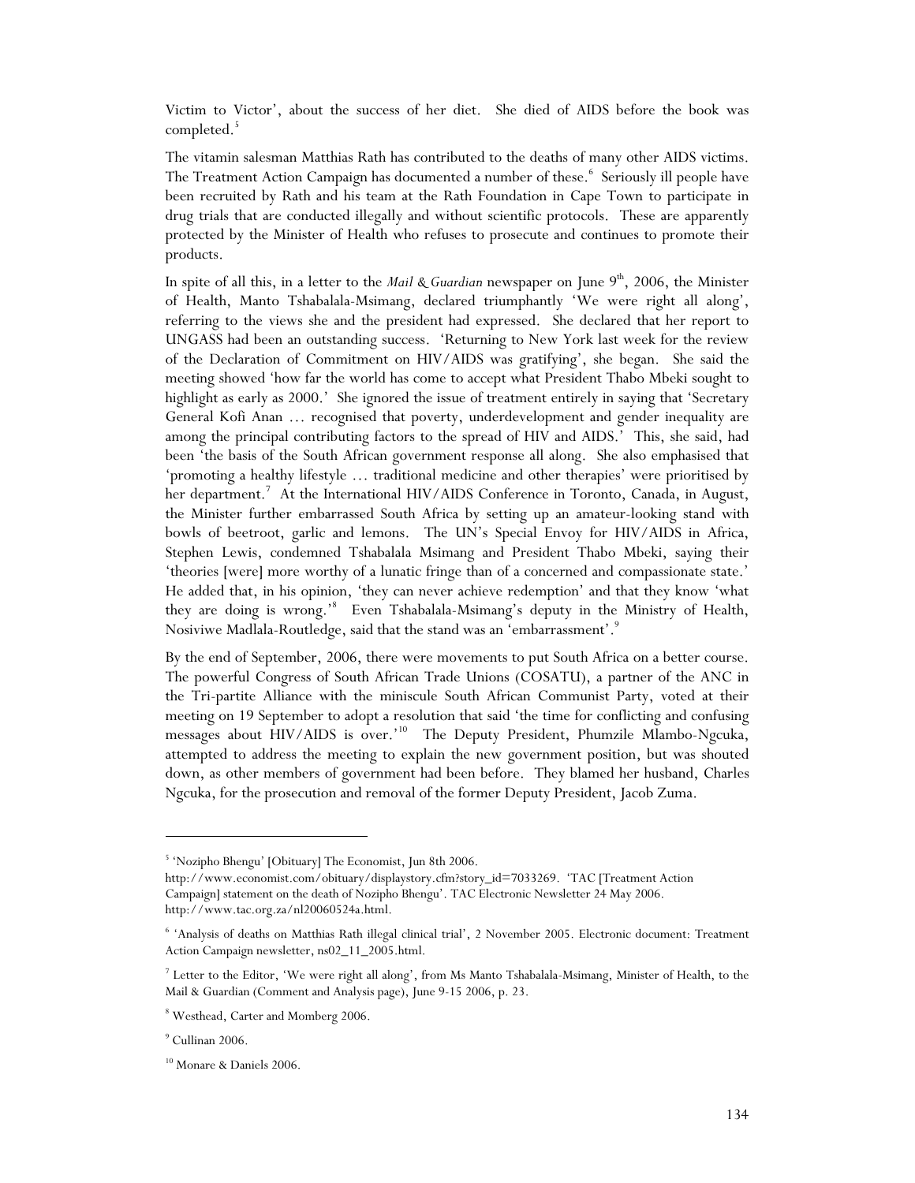Victim to Victor', about the success of her diet. She died of AIDS before the book was completed.[5]

The vitamin salesman Matthias Rath has contributed to the deaths of many other AIDS victims. The Treatment Action Campaign has documented a number of these.[6] Seriously ill people have been recruited by Rath and his team at the Rath Foundation in Cape Town to participate in drug trials that are conducted illegally and without scientific protocols. These are apparently protected by the Minister of Health who refuses to prosecute and continues to promote their products.

In spite of all this, in a letter to the *Mail & Guardian* newspaper on June 9th, 2006, the Minister of Health, Manto Tshabalala-Msimang, declared triumphantly 'We were right all along', referring to the views she and the president had expressed. She declared that her report to UNGASS had been an outstanding success. 'Returning to New York last week for the review of the Declaration of Commitment on HIV/AIDS was gratifying', she began. She said the meeting showed 'how far the world has come to accept what President Thabo Mbeki sought to highlight as early as 2000.' She ignored the issue of treatment entirely in saying that 'Secretary General Kofi Anan … recognised that poverty, underdevelopment and gender inequality are among the principal contributing factors to the spread of HIV and AIDS.' This, she said, had been 'the basis of the South African government response all along. She also emphasised that 'promoting a healthy lifestyle … traditional medicine and other therapies' were prioritised by her department.[7] At the International HIV/AIDS Conference in Toronto, Canada, in August, the Minister further embarrassed South Africa by setting up an amateur-looking stand with bowls of beetroot, garlic and lemons. The UN's Special Envoy for HIV/AIDS in Africa, Stephen Lewis, condemned Tshabalala Msimang and President Thabo Mbeki, saying their 'theories [were] more worthy of a lunatic fringe than of a concerned and compassionate state.' He added that, in his opinion, 'they can never achieve redemption' and that they know 'what they are doing is wrong.'[8] Even Tshabalala-Msimang's deputy in the Ministry of Health, Nosiviwe Madlala-Routledge, said that the stand was an 'embarrassment'.[9]

By the end of September, 2006, there were movements to put South Africa on a better course. The powerful Congress of South African Trade Unions (COSATU), a partner of the ANC in the Tri-partite Alliance with the miniscule South African Communist Party, voted at their meeting on 19 September to adopt a resolution that said 'the time for conflicting and confusing messages about HIV/AIDS is over.'[10] The Deputy President, Phumzile Mlambo-Ngcuka, attempted to address the meeting to explain the new government position, but was shouted down, as other members of government had been before. They blamed her husband, Charles Ngcuka, for the prosecution and removal of the former Deputy President, Jacob Zuma.

---

[5] 'Nozipho Bhengu' [Obituary] The Economist, Jun 8th 2006. http://www.economist.com/obituary/displaystory.cfm?story_id=7033269. 'TAC [Treatment Action Campaign] statement on the death of Nozipho Bhengu'. TAC Electronic Newsletter 24 May 2006. http://www.tac.org.za/nl20060524a.html.

[6] 'Analysis of deaths on Matthias Rath illegal clinical trial', 2 November 2005. Electronic document: Treatment Action Campaign newsletter, ns02_11_2005.html.

[7] Letter to the Editor, 'We were right all along', from Ms Manto Tshabalala-Msimang, Minister of Health, to the Mail & Guardian (Comment and Analysis page), June 9-15 2006, p. 23.

[8] Westhead, Carter and Momberg 2006.

[9] Cullinan 2006.

[10] Monare & Daniels 2006.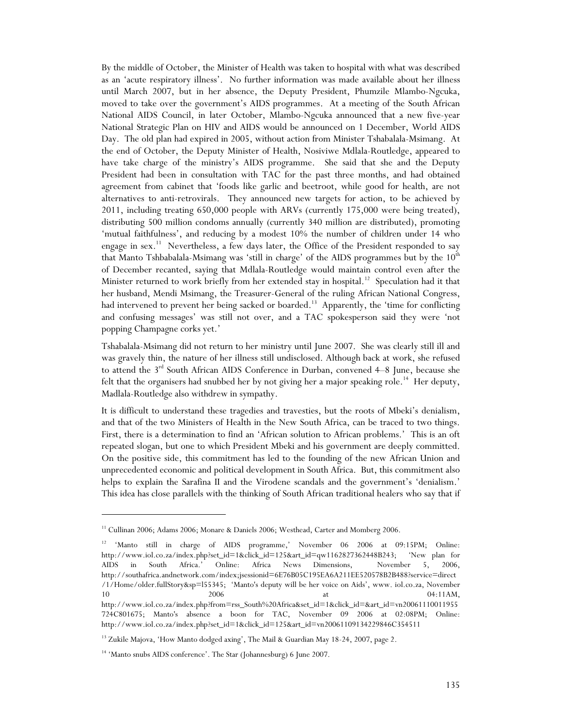By the middle of October, the Minister of Health was taken to hospital with what was described as an 'acute respiratory illness'. No further information was made available about her illness until March 2007, but in her absence, the Deputy President, Phumzile Mlambo-Ngcuka, moved to take over the government's AIDS programmes. At a meeting of the South African National AIDS Council, in later October, Mlambo-Ngcuka announced that a new five-year National Strategic Plan on HIV and AIDS would be announced on 1 December, World AIDS Day. The old plan had expired in 2005, without action from Minister Tshabalala-Msimang. At the end of October, the Deputy Minister of Health, Nosiviwe Mdlala-Routledge, appeared to have take charge of the ministry's AIDS programme. She said that she and the Deputy President had been in consultation with TAC for the past three months, and had obtained agreement from cabinet that 'foods like garlic and beetroot, while good for health, are not alternatives to anti-retrovirals. They announced new targets for action, to be achieved by 2011, including treating 650,000 people with ARVs (currently 175,000 were being treated), distributing 500 million condoms annually (currently 340 million are distributed), promoting 'mutual faithfulness', and reducing by a modest 10% the number of children under 14 who engage in sex.[11] Nevertheless, a few days later, the Office of the President responded to say that Manto Tshbabalala-Msimang was 'still in charge' of the AIDS programmes but by the 10th of December recanted, saying that Mdlala-Routledge would maintain control even after the Minister returned to work briefly from her extended stay in hospital.[12] Speculation had it that her husband, Mendi Msimang, the Treasurer-General of the ruling African National Congress, had intervened to prevent her being sacked or boarded.[13] Apparently, the 'time for conflicting and confusing messages' was still not over, and a TAC spokesperson said they were 'not popping Champagne corks yet.'

Tshabalala-Msimang did not return to her ministry until June 2007. She was clearly still ill and was gravely thin, the nature of her illness still undisclosed. Although back at work, she refused to attend the 3rd South African AIDS Conference in Durban, convened 4–8 June, because she felt that the organisers had snubbed her by not giving her a major speaking role.[14] Her deputy, Madlala-Routledge also withdrew in sympathy.

It is difficult to understand these tragedies and travesties, but the roots of Mbeki's denialism, and that of the two Ministers of Health in the New South Africa, can be traced to two things. First, there is a determination to find an 'African solution to African problems.' This is an oft repeated slogan, but one to which President Mbeki and his government are deeply committed. On the positive side, this commitment has led to the founding of the new African Union and unprecedented economic and political development in South Africa. But, this commitment also helps to explain the Sarafina II and the Virodene scandals and the government's 'denialism.' This idea has close parallels with the thinking of South African traditional healers who say that if

---

[11] Cullinan 2006; Adams 2006; Monare & Daniels 2006; Westhead, Carter and Momberg 2006.

[12] 'Manto still in charge of AIDS programme,' November 06 2006 at 09:15PM; Online: http://www.iol.co.za/index.php?set_id=1&click_id=125&art_id=qw1162827362448B243; 'New plan for AIDS in South Africa.' Online: Africa News Dimensions, November 5, 2006, http://southafrica.andnetwork.com/index;jsessionid=6E76B05C195EA6A211EE520578B2B488?service=direct/1/Home/older.fullStory&sp=l55345; 'Manto's deputy will be her voice on Aids', www. iol.co.za, November 10 2006 at 04:11AM, http://www.iol.co.za/index.php?from=rss_South%20Africa&set_id=1&click_id=&art_id=vn20061110011955724C801675; Manto's absence a boon for TAC, November 09 2006 at 02:08PM; Online: http://www.iol.co.za/index.php?set_id=1&click_id=125&art_id=vn20061109134229846C354511

[13] Zukile Majova, 'How Manto dodged axing', The Mail & Guardian May 18-24, 2007, page 2.

[14] 'Manto snubs AIDS conference'. The Star (Johannesburg) 6 June 2007.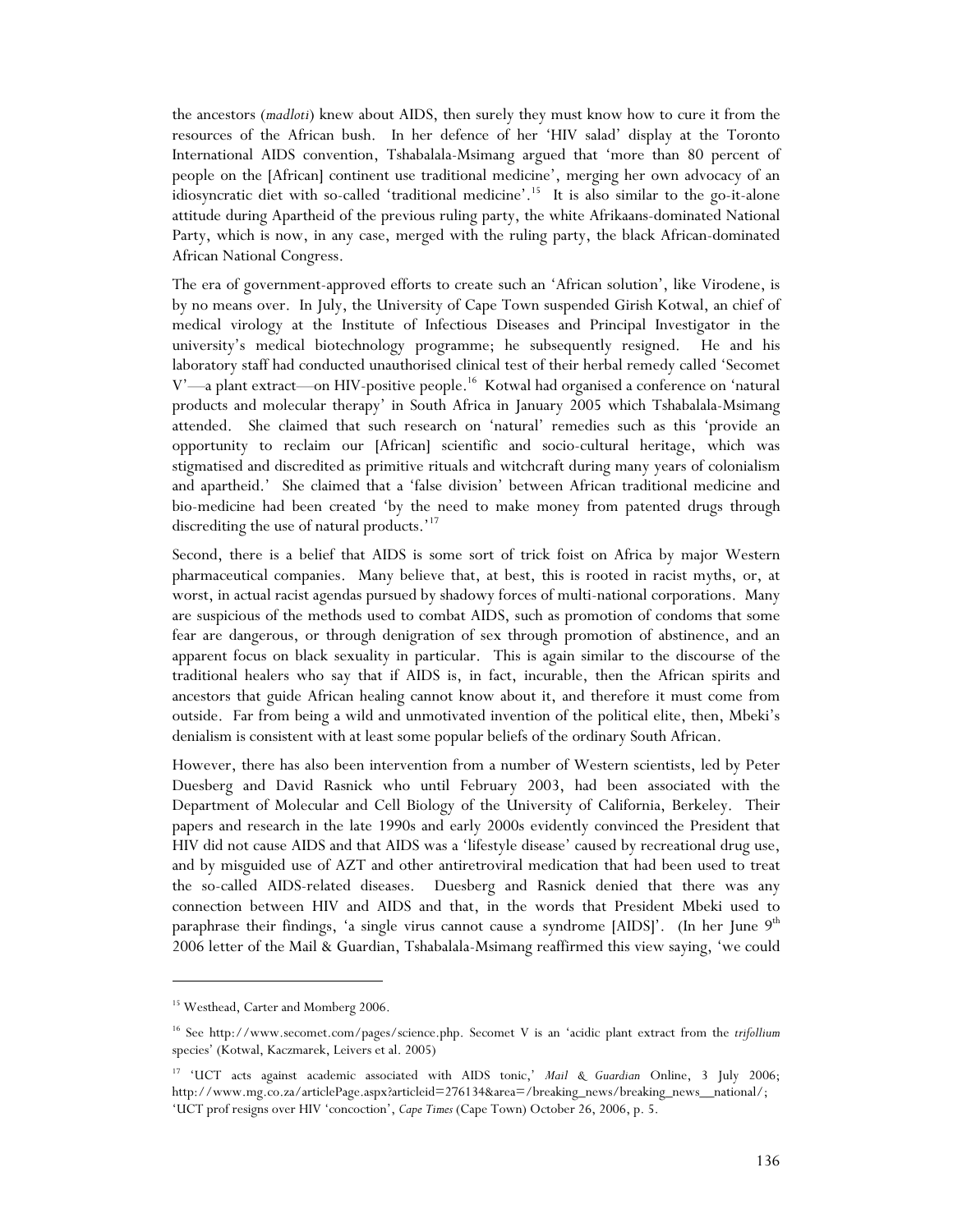the ancestors (*madloti*) knew about AIDS, then surely they must know how to cure it from the resources of the African bush. In her defence of her 'HIV salad' display at the Toronto International AIDS convention, Tshabalala-Msimang argued that 'more than 80 percent of people on the [African] continent use traditional medicine', merging her own advocacy of an idiosyncratic diet with so-called 'traditional medicine'.[15] It is also similar to the go-it-alone attitude during Apartheid of the previous ruling party, the white Afrikaans-dominated National Party, which is now, in any case, merged with the ruling party, the black African-dominated African National Congress.

The era of government-approved efforts to create such an 'African solution', like Virodene, is by no means over. In July, the University of Cape Town suspended Girish Kotwal, an chief of medical virology at the Institute of Infectious Diseases and Principal Investigator in the university's medical biotechnology programme; he subsequently resigned. He and his laboratory staff had conducted unauthorised clinical test of their herbal remedy called 'Secomet V'—a plant extract—on HIV-positive people.[16] Kotwal had organised a conference on 'natural products and molecular therapy' in South Africa in January 2005 which Tshabalala-Msimang attended. She claimed that such research on 'natural' remedies such as this 'provide an opportunity to reclaim our [African] scientific and socio-cultural heritage, which was stigmatised and discredited as primitive rituals and witchcraft during many years of colonialism and apartheid.' She claimed that a 'false division' between African traditional medicine and bio-medicine had been created 'by the need to make money from patented drugs through discrediting the use of natural products.'[17]

Second, there is a belief that AIDS is some sort of trick foist on Africa by major Western pharmaceutical companies. Many believe that, at best, this is rooted in racist myths, or, at worst, in actual racist agendas pursued by shadowy forces of multi-national corporations. Many are suspicious of the methods used to combat AIDS, such as promotion of condoms that some fear are dangerous, or through denigration of sex through promotion of abstinence, and an apparent focus on black sexuality in particular. This is again similar to the discourse of the traditional healers who say that if AIDS is, in fact, incurable, then the African spirits and ancestors that guide African healing cannot know about it, and therefore it must come from outside. Far from being a wild and unmotivated invention of the political elite, then, Mbeki's denialism is consistent with at least some popular beliefs of the ordinary South African.

However, there has also been intervention from a number of Western scientists, led by Peter Duesberg and David Rasnick who until February 2003, had been associated with the Department of Molecular and Cell Biology of the University of California, Berkeley. Their papers and research in the late 1990s and early 2000s evidently convinced the President that HIV did not cause AIDS and that AIDS was a 'lifestyle disease' caused by recreational drug use, and by misguided use of AZT and other antiretroviral medication that had been used to treat the so-called AIDS-related diseases. Duesberg and Rasnick denied that there was any connection between HIV and AIDS and that, in the words that President Mbeki used to paraphrase their findings, 'a single virus cannot cause a syndrome [AIDS]'. (In her June 9th 2006 letter of the Mail & Guardian, Tshabalala-Msimang reaffirmed this view saying, 'we could

---

[15] Westhead, Carter and Momberg 2006.

[16] See http://www.secomet.com/pages/science.php. Secomet V is an 'acidic plant extract from the *trifollium* species' (Kotwal, Kaczmarek, Leivers et al. 2005)

[17] 'UCT acts against academic associated with AIDS tonic,' *Mail & Guardian* Online, 3 July 2006; http://www.mg.co.za/articlePage.aspx?articleid=276134&area=/breaking_news/breaking_news__national/; 'UCT prof resigns over HIV 'concoction', *Cape Times* (Cape Town) October 26, 2006, p. 5.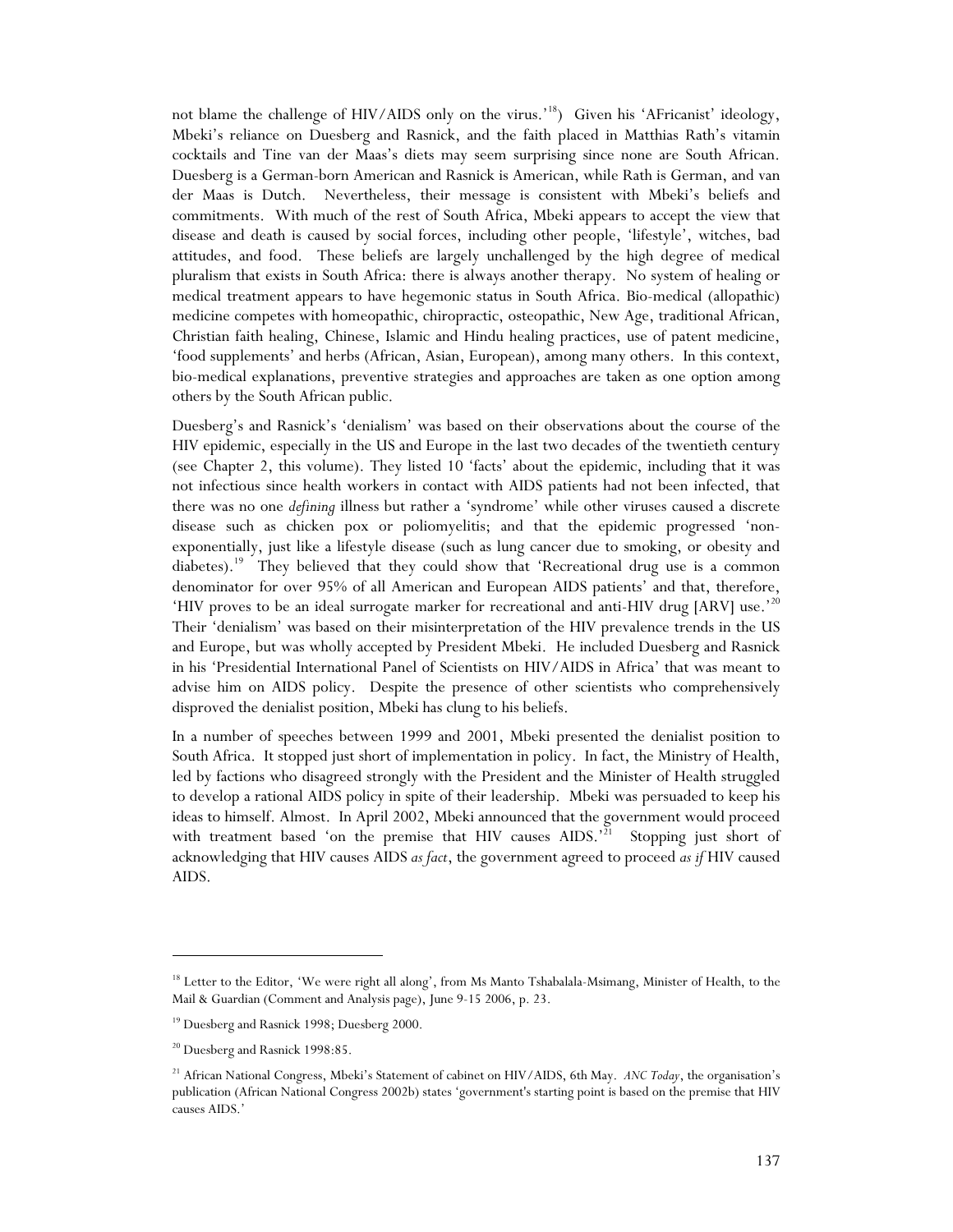not blame the challenge of HIV/AIDS only on the virus.'[18]) Given his 'AFricanist' ideology, Mbeki's reliance on Duesberg and Rasnick, and the faith placed in Matthias Rath's vitamin cocktails and Tine van der Maas's diets may seem surprising since none are South African. Duesberg is a German-born American and Rasnick is American, while Rath is German, and van der Maas is Dutch. Nevertheless, their message is consistent with Mbeki's beliefs and commitments. With much of the rest of South Africa, Mbeki appears to accept the view that disease and death is caused by social forces, including other people, 'lifestyle', witches, bad attitudes, and food. These beliefs are largely unchallenged by the high degree of medical pluralism that exists in South Africa: there is always another therapy. No system of healing or medical treatment appears to have hegemonic status in South Africa. Bio-medical (allopathic) medicine competes with homeopathic, chiropractic, osteopathic, New Age, traditional African, Christian faith healing, Chinese, Islamic and Hindu healing practices, use of patent medicine, 'food supplements' and herbs (African, Asian, European), among many others. In this context, bio-medical explanations, preventive strategies and approaches are taken as one option among others by the South African public.

Duesberg's and Rasnick's 'denialism' was based on their observations about the course of the HIV epidemic, especially in the US and Europe in the last two decades of the twentieth century (see Chapter 2, this volume). They listed 10 'facts' about the epidemic, including that it was not infectious since health workers in contact with AIDS patients had not been infected, that there was no one *defining* illness but rather a 'syndrome' while other viruses caused a discrete disease such as chicken pox or poliomyelitis; and that the epidemic progressed 'non-exponentially, just like a lifestyle disease (such as lung cancer due to smoking, or obesity and diabetes).[19] They believed that they could show that 'Recreational drug use is a common denominator for over 95% of all American and European AIDS patients' and that, therefore, 'HIV proves to be an ideal surrogate marker for recreational and anti-HIV drug [ARV] use.'[20] Their 'denialism' was based on their misinterpretation of the HIV prevalence trends in the US and Europe, but was wholly accepted by President Mbeki. He included Duesberg and Rasnick in his 'Presidential International Panel of Scientists on HIV/AIDS in Africa' that was meant to advise him on AIDS policy. Despite the presence of other scientists who comprehensively disproved the denialist position, Mbeki has clung to his beliefs.

In a number of speeches between 1999 and 2001, Mbeki presented the denialist position to South Africa. It stopped just short of implementation in policy. In fact, the Ministry of Health, led by factions who disagreed strongly with the President and the Minister of Health struggled to develop a rational AIDS policy in spite of their leadership. Mbeki was persuaded to keep his ideas to himself. Almost. In April 2002, Mbeki announced that the government would proceed with treatment based 'on the premise that HIV causes AIDS.'[21] Stopping just short of acknowledging that HIV causes AIDS *as fact*, the government agreed to proceed *as if* HIV caused AIDS.

---

[18] Letter to the Editor, 'We were right all along', from Ms Manto Tshabalala-Msimang, Minister of Health, to the Mail & Guardian (Comment and Analysis page), June 9-15 2006, p. 23.

[19] Duesberg and Rasnick 1998; Duesberg 2000.

[20] Duesberg and Rasnick 1998:85.

[21] African National Congress, Mbeki's Statement of cabinet on HIV/AIDS, 6th May. *ANC Today*, the organisation's publication (African National Congress 2002b) states 'government's starting point is based on the premise that HIV causes AIDS.'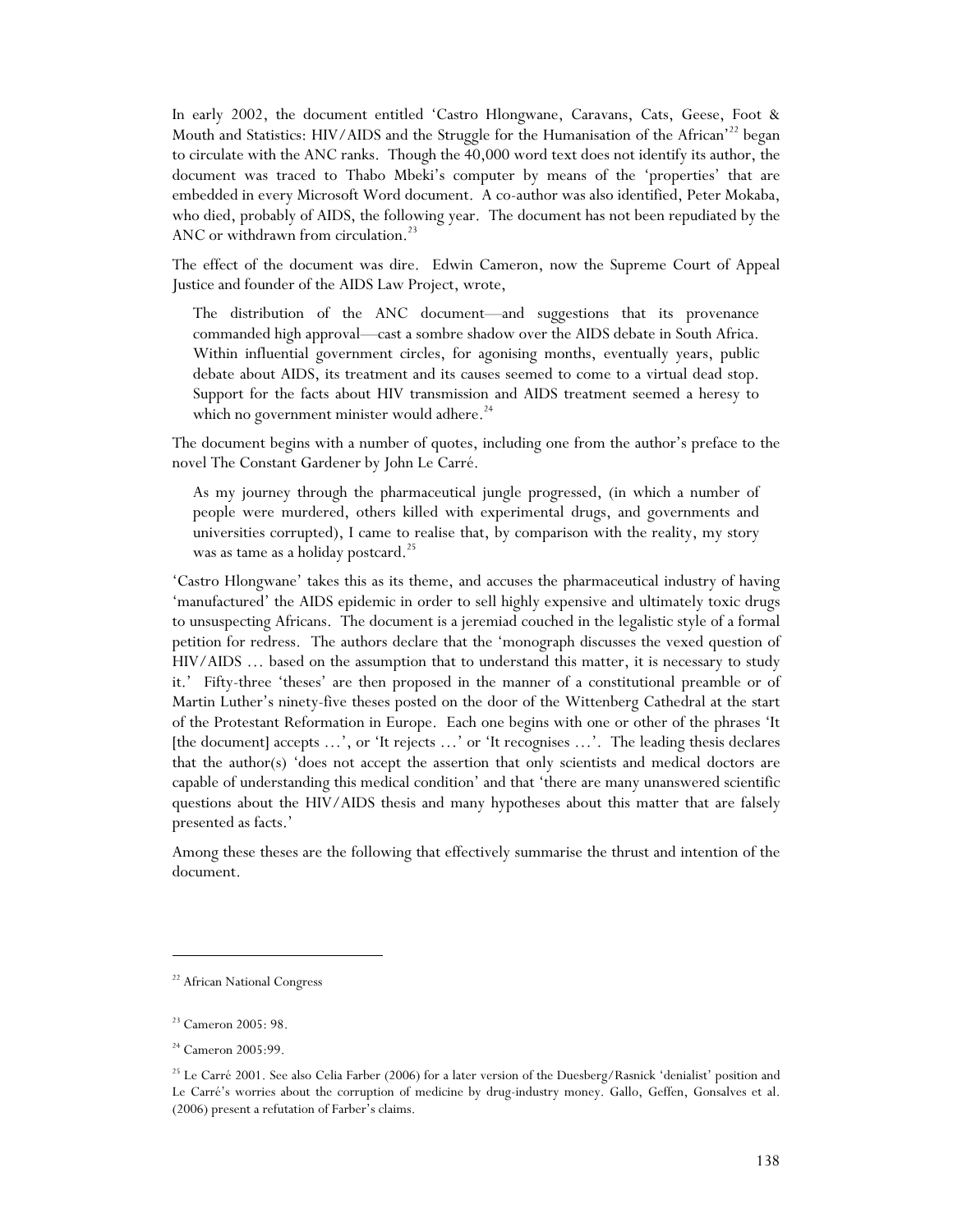In early 2002, the document entitled 'Castro Hlongwane, Caravans, Cats, Geese, Foot & Mouth and Statistics: HIV/AIDS and the Struggle for the Humanisation of the African'[22] began to circulate with the ANC ranks. Though the 40,000 word text does not identify its author, the document was traced to Thabo Mbeki's computer by means of the 'properties' that are embedded in every Microsoft Word document. A co-author was also identified, Peter Mokaba, who died, probably of AIDS, the following year. The document has not been repudiated by the ANC or withdrawn from circulation.[23]

The effect of the document was dire. Edwin Cameron, now the Supreme Court of Appeal Justice and founder of the AIDS Law Project, wrote,

> The distribution of the ANC document—and suggestions that its provenance commanded high approval—cast a sombre shadow over the AIDS debate in South Africa. Within influential government circles, for agonising months, eventually years, public debate about AIDS, its treatment and its causes seemed to come to a virtual dead stop. Support for the facts about HIV transmission and AIDS treatment seemed a heresy to which no government minister would adhere.[24]

The document begins with a number of quotes, including one from the author's preface to the novel The Constant Gardener by John Le Carré.

> As my journey through the pharmaceutical jungle progressed, (in which a number of people were murdered, others killed with experimental drugs, and governments and universities corrupted), I came to realise that, by comparison with the reality, my story was as tame as a holiday postcard.[25]

'Castro Hlongwane' takes this as its theme, and accuses the pharmaceutical industry of having 'manufactured' the AIDS epidemic in order to sell highly expensive and ultimately toxic drugs to unsuspecting Africans. The document is a jeremiad couched in the legalistic style of a formal petition for redress. The authors declare that the 'monograph discusses the vexed question of HIV/AIDS … based on the assumption that to understand this matter, it is necessary to study it.' Fifty-three 'theses' are then proposed in the manner of a constitutional preamble or of Martin Luther's ninety-five theses posted on the door of the Wittenberg Cathedral at the start of the Protestant Reformation in Europe. Each one begins with one or other of the phrases 'It [the document] accepts …', or 'It rejects …' or 'It recognises …'. The leading thesis declares that the author(s) 'does not accept the assertion that only scientists and medical doctors are capable of understanding this medical condition' and that 'there are many unanswered scientific questions about the HIV/AIDS thesis and many hypotheses about this matter that are falsely presented as facts.'

Among these theses are the following that effectively summarise the thrust and intention of the document.

---

[22] African National Congress

[23] Cameron 2005: 98.

[24] Cameron 2005:99.

[25] Le Carré 2001. See also Celia Farber (2006) for a later version of the Duesberg/Rasnick 'denialist' position and Le Carré's worries about the corruption of medicine by drug-industry money. Gallo, Geffen, Gonsalves et al. (2006) present a refutation of Farber's claims.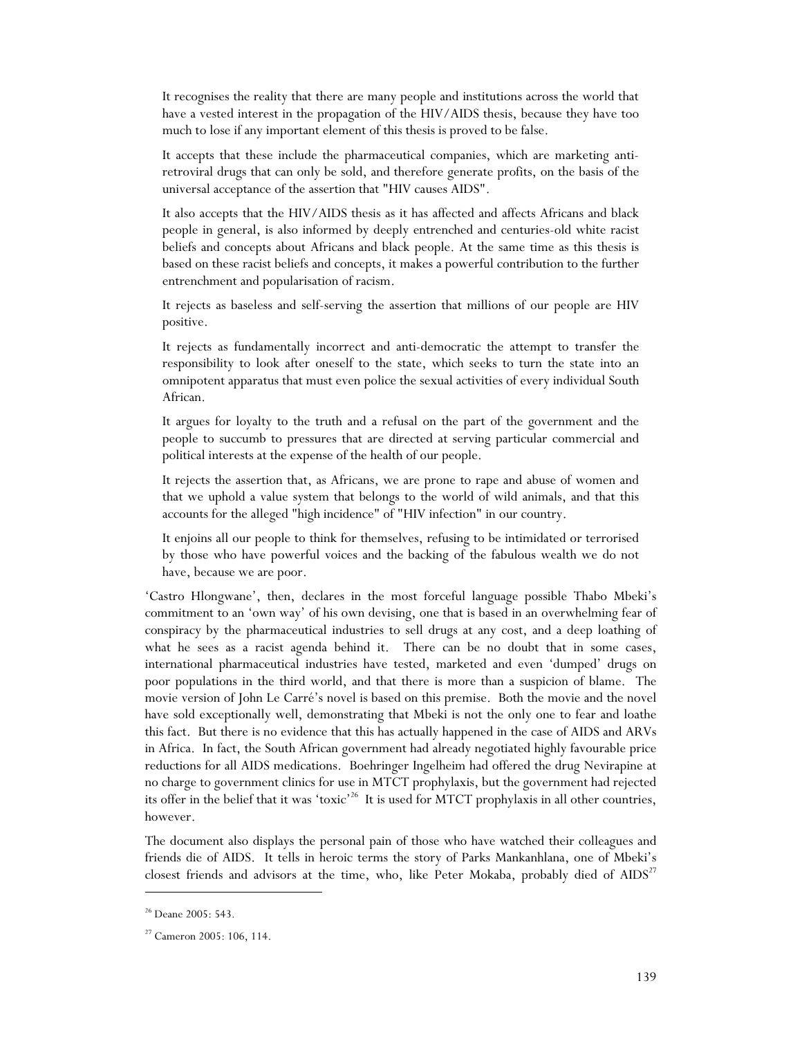> It recognises the reality that there are many people and institutions across the world that have a vested interest in the propagation of the HIV/AIDS thesis, because they have too much to lose if any important element of this thesis is proved to be false.
>
> It accepts that these include the pharmaceutical companies, which are marketing anti-retroviral drugs that can only be sold, and therefore generate profits, on the basis of the universal acceptance of the assertion that "HIV causes AIDS".
>
> It also accepts that the HIV/AIDS thesis as it has affected and affects Africans and black people in general, is also informed by deeply entrenched and centuries-old white racist beliefs and concepts about Africans and black people. At the same time as this thesis is based on these racist beliefs and concepts, it makes a powerful contribution to the further entrenchment and popularisation of racism.
>
> It rejects as baseless and self-serving the assertion that millions of our people are HIV positive.
>
> It rejects as fundamentally incorrect and anti-democratic the attempt to transfer the responsibility to look after oneself to the state, which seeks to turn the state into an omnipotent apparatus that must even police the sexual activities of every individual South African.
>
> It argues for loyalty to the truth and a refusal on the part of the government and the people to succumb to pressures that are directed at serving particular commercial and political interests at the expense of the health of our people.
>
> It rejects the assertion that, as Africans, we are prone to rape and abuse of women and that we uphold a value system that belongs to the world of wild animals, and that this accounts for the alleged "high incidence" of "HIV infection" in our country.
>
> It enjoins all our people to think for themselves, refusing to be intimidated or terrorised by those who have powerful voices and the backing of the fabulous wealth we do not have, because we are poor.

'Castro Hlongwane', then, declares in the most forceful language possible Thabo Mbeki's commitment to an 'own way' of his own devising, one that is based in an overwhelming fear of conspiracy by the pharmaceutical industries to sell drugs at any cost, and a deep loathing of what he sees as a racist agenda behind it. There can be no doubt that in some cases, international pharmaceutical industries have tested, marketed and even 'dumped' drugs on poor populations in the third world, and that there is more than a suspicion of blame. The movie version of John Le Carré's novel is based on this premise. Both the movie and the novel have sold exceptionally well, demonstrating that Mbeki is not the only one to fear and loathe this fact. But there is no evidence that this has actually happened in the case of AIDS and ARVs in Africa. In fact, the South African government had already negotiated highly favourable price reductions for all AIDS medications. Boehringer Ingelheim had offered the drug Nevirapine at no charge to government clinics for use in MTCT prophylaxis, but the government had rejected its offer in the belief that it was 'toxic'[26] It is used for MTCT prophylaxis in all other countries, however.

The document also displays the personal pain of those who have watched their colleagues and friends die of AIDS. It tells in heroic terms the story of Parks Mankanhlana, one of Mbeki's closest friends and advisors at the time, who, like Peter Mokaba, probably died of AIDS[27]

[26] Deane 2005: 543.

[27] Cameron 2005: 106, 114.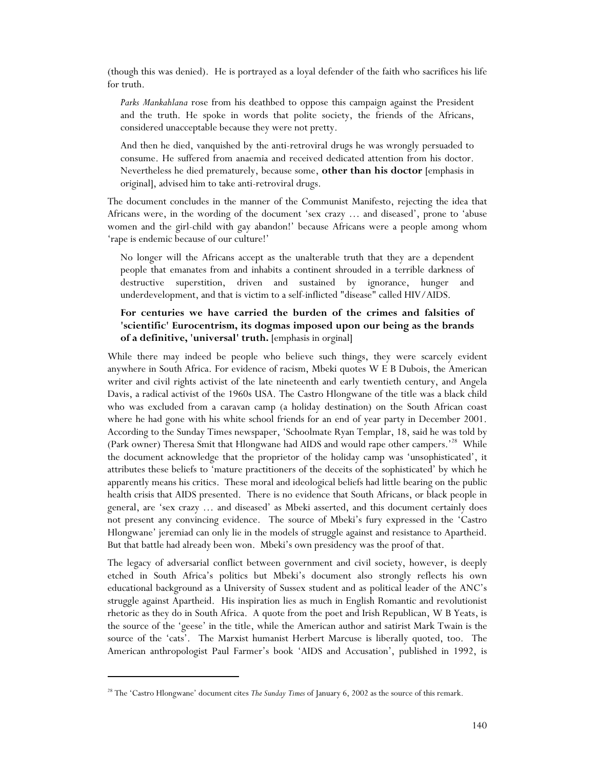(though this was denied). He is portrayed as a loyal defender of the faith who sacrifices his life for truth.

> *Parks Mankahlana* rose from his deathbed to oppose this campaign against the President and the truth. He spoke in words that polite society, the friends of the Africans, considered unacceptable because they were not pretty.
>
> And then he died, vanquished by the anti-retroviral drugs he was wrongly persuaded to consume. He suffered from anaemia and received dedicated attention from his doctor. Nevertheless he died prematurely, because some, **other than his doctor** [emphasis in original], advised him to take anti-retroviral drugs.

The document concludes in the manner of the Communist Manifesto, rejecting the idea that Africans were, in the wording of the document 'sex crazy … and diseased', prone to 'abuse women and the girl-child with gay abandon!' because Africans were a people among whom 'rape is endemic because of our culture!'

> No longer will the Africans accept as the unalterable truth that they are a dependent people that emanates from and inhabits a continent shrouded in a terrible darkness of destructive superstition, driven and sustained by ignorance, hunger and underdevelopment, and that is victim to a self-inflicted "disease" called HIV/AIDS.
>
> **For centuries we have carried the burden of the crimes and falsities of 'scientific' Eurocentrism, its dogmas imposed upon our being as the brands of a definitive, 'universal' truth.** [emphasis in orginal]

While there may indeed be people who believe such things, they were scarcely evident anywhere in South Africa. For evidence of racism, Mbeki quotes W E B Dubois, the American writer and civil rights activist of the late nineteenth and early twentieth century, and Angela Davis, a radical activist of the 1960s USA. The Castro Hlongwane of the title was a black child who was excluded from a caravan camp (a holiday destination) on the South African coast where he had gone with his white school friends for an end of year party in December 2001. According to the Sunday Times newspaper, 'Schoolmate Ryan Templar, 18, said he was told by (Park owner) Theresa Smit that Hlongwane had AIDS and would rape other campers.'[28] While the document acknowledge that the proprietor of the holiday camp was 'unsophisticated', it attributes these beliefs to 'mature practitioners of the deceits of the sophisticated' by which he apparently means his critics. These moral and ideological beliefs had little bearing on the public health crisis that AIDS presented. There is no evidence that South Africans, or black people in general, are 'sex crazy … and diseased' as Mbeki asserted, and this document certainly does not present any convincing evidence. The source of Mbeki's fury expressed in the 'Castro Hlongwane' jeremiad can only lie in the models of struggle against and resistance to Apartheid. But that battle had already been won. Mbeki's own presidency was the proof of that.

The legacy of adversarial conflict between government and civil society, however, is deeply etched in South Africa's politics but Mbeki's document also strongly reflects his own educational background as a University of Sussex student and as political leader of the ANC's struggle against Apartheid. His inspiration lies as much in English Romantic and revolutionist rhetoric as they do in South Africa. A quote from the poet and Irish Republican, W B Yeats, is the source of the 'geese' in the title, while the American author and satirist Mark Twain is the source of the 'cats'. The Marxist humanist Herbert Marcuse is liberally quoted, too. The American anthropologist Paul Farmer's book 'AIDS and Accusation', published in 1992, is

[28] The 'Castro Hlongwane' document cites *The Sunday Times* of January 6, 2002 as the source of this remark.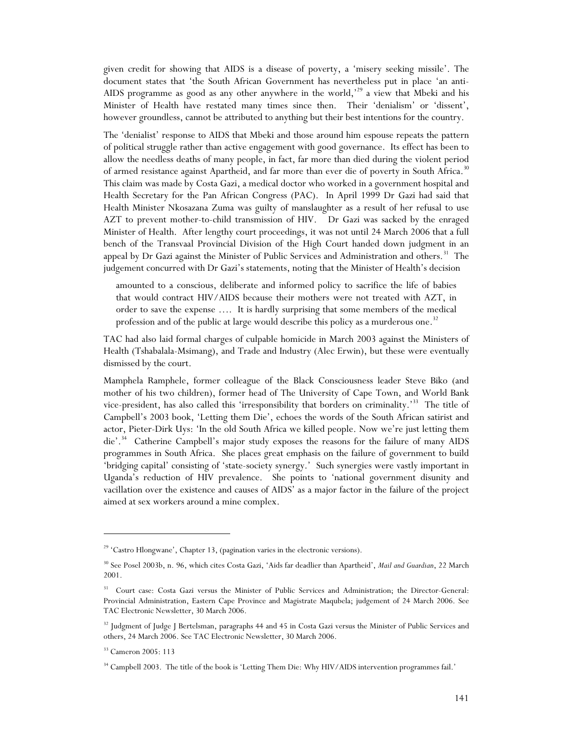given credit for showing that AIDS is a disease of poverty, a 'misery seeking missile'. The document states that 'the South African Government has nevertheless put in place 'an anti-AIDS programme as good as any other anywhere in the world,'[29] a view that Mbeki and his Minister of Health have restated many times since then. Their 'denialism' or 'dissent', however groundless, cannot be attributed to anything but their best intentions for the country.

The 'denialist' response to AIDS that Mbeki and those around him espouse repeats the pattern of political struggle rather than active engagement with good governance. Its effect has been to allow the needless deaths of many people, in fact, far more than died during the violent period of armed resistance against Apartheid, and far more than ever die of poverty in South Africa.[30] This claim was made by Costa Gazi, a medical doctor who worked in a government hospital and Health Secretary for the Pan African Congress (PAC). In April 1999 Dr Gazi had said that Health Minister Nkosazana Zuma was guilty of manslaughter as a result of her refusal to use AZT to prevent mother-to-child transmission of HIV. Dr Gazi was sacked by the enraged Minister of Health. After lengthy court proceedings, it was not until 24 March 2006 that a full bench of the Transvaal Provincial Division of the High Court handed down judgment in an appeal by Dr Gazi against the Minister of Public Services and Administration and others.[31] The judgement concurred with Dr Gazi's statements, noting that the Minister of Health's decision

> amounted to a conscious, deliberate and informed policy to sacrifice the life of babies that would contract HIV/AIDS because their mothers were not treated with AZT, in order to save the expense …. It is hardly surprising that some members of the medical profession and of the public at large would describe this policy as a murderous one.[32]

TAC had also laid formal charges of culpable homicide in March 2003 against the Ministers of Health (Tshabalala-Msimang), and Trade and Industry (Alec Erwin), but these were eventually dismissed by the court.

Mamphela Ramphele, former colleague of the Black Consciousness leader Steve Biko (and mother of his two children), former head of The University of Cape Town, and World Bank vice-president, has also called this 'irresponsibility that borders on criminality.'[33] The title of Campbell's 2003 book, 'Letting them Die', echoes the words of the South African satirist and actor, Pieter-Dirk Uys: 'In the old South Africa we killed people. Now we're just letting them die'.[34] Catherine Campbell's major study exposes the reasons for the failure of many AIDS programmes in South Africa. She places great emphasis on the failure of government to build 'bridging capital' consisting of 'state-society synergy.' Such synergies were vastly important in Uganda's reduction of HIV prevalence. She points to 'national government disunity and vacillation over the existence and causes of AIDS' as a major factor in the failure of the project aimed at sex workers around a mine complex.

---

[29] 'Castro Hlongwane', Chapter 13, (pagination varies in the electronic versions).

[30] See Posel 2003b, n. 96, which cites Costa Gazi, 'Aids far deadlier than Apartheid', *Mail and Guardian*, 22 March 2001.

[31] Court case: Costa Gazi versus the Minister of Public Services and Administration; the Director-General: Provincial Administration, Eastern Cape Province and Magistrate Maqubela; judgement of 24 March 2006. See TAC Electronic Newsletter, 30 March 2006.

[32] Judgment of Judge J Bertelsman, paragraphs 44 and 45 in Costa Gazi versus the Minister of Public Services and others, 24 March 2006. See TAC Electronic Newsletter, 30 March 2006.

[33] Cameron 2005: 113

[34] Campbell 2003. The title of the book is 'Letting Them Die: Why HIV/AIDS intervention programmes fail.'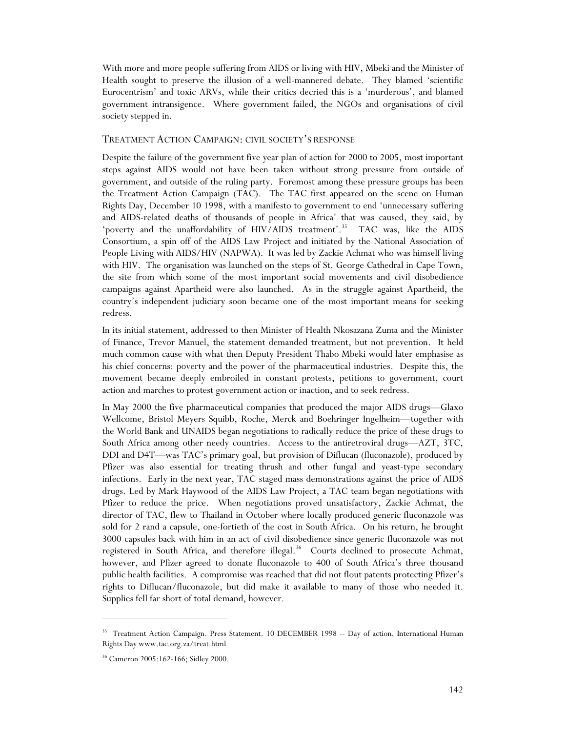With more and more people suffering from AIDS or living with HIV, Mbeki and the Minister of Health sought to preserve the illusion of a well-mannered debate. They blamed 'scientific Eurocentrism' and toxic ARVs, while their critics decried this is a 'murderous', and blamed government intransigence. Where government failed, the NGOs and organisations of civil society stepped in.

## TREATMENT ACTION CAMPAIGN: CIVIL SOCIETY'S RESPONSE

Despite the failure of the government five year plan of action for 2000 to 2005, most important steps against AIDS would not have been taken without strong pressure from outside of government, and outside of the ruling party. Foremost among these pressure groups has been the Treatment Action Campaign (TAC). The TAC first appeared on the scene on Human Rights Day, December 10 1998, with a manifesto to government to end 'unnecessary suffering and AIDS-related deaths of thousands of people in Africa' that was caused, they said, by 'poverty and the unaffordability of HIV/AIDS treatment'.[35] TAC was, like the AIDS Consortium, a spin off of the AIDS Law Project and initiated by the National Association of People Living with AIDS/HIV (NAPWA). It was led by Zackie Achmat who was himself living with HIV. The organisation was launched on the steps of St. George Cathedral in Cape Town, the site from which some of the most important social movements and civil disobedience campaigns against Apartheid were also launched. As in the struggle against Apartheid, the country's independent judiciary soon became one of the most important means for seeking redress.

In its initial statement, addressed to then Minister of Health Nkosazana Zuma and the Minister of Finance, Trevor Manuel, the statement demanded treatment, but not prevention. It held much common cause with what then Deputy President Thabo Mbeki would later emphasise as his chief concerns: poverty and the power of the pharmaceutical industries. Despite this, the movement became deeply embroiled in constant protests, petitions to government, court action and marches to protest government action or inaction, and to seek redress.

In May 2000 the five pharmaceutical companies that produced the major AIDS drugs—Glaxo Wellcome, Bristol Meyers Squibb, Roche, Merck and Boehringer Ingelheim—together with the World Bank and UNAIDS began negotiations to radically reduce the price of these drugs to South Africa among other needy countries. Access to the antiretroviral drugs—AZT, 3TC, DDI and D4T—was TAC's primary goal, but provision of Diflucan (fluconazole), produced by Pfizer was also essential for treating thrush and other fungal and yeast-type secondary infections. Early in the next year, TAC staged mass demonstrations against the price of AIDS drugs. Led by Mark Haywood of the AIDS Law Project, a TAC team began negotiations with Pfizer to reduce the price. When negotiations proved unsatisfactory, Zackie Achmat, the director of TAC, flew to Thailand in October where locally produced generic fluconazole was sold for 2 rand a capsule, one-fortieth of the cost in South Africa. On his return, he brought 3000 capsules back with him in an act of civil disobedience since generic fluconazole was not registered in South Africa, and therefore illegal.[36] Courts declined to prosecute Achmat, however, and Pfizer agreed to donate fluconazole to 400 of South Africa's three thousand public health facilities. A compromise was reached that did not flout patents protecting Pfizer's rights to Diflucan/fluconazole, but did make it available to many of those who needed it. Supplies fell far short of total demand, however.

---

[35] Treatment Action Campaign. Press Statement. 10 DECEMBER 1998 -- Day of action, International Human Rights Day www.tac.org.za/treat.html

[36] Cameron 2005:162-166; Sidley 2000.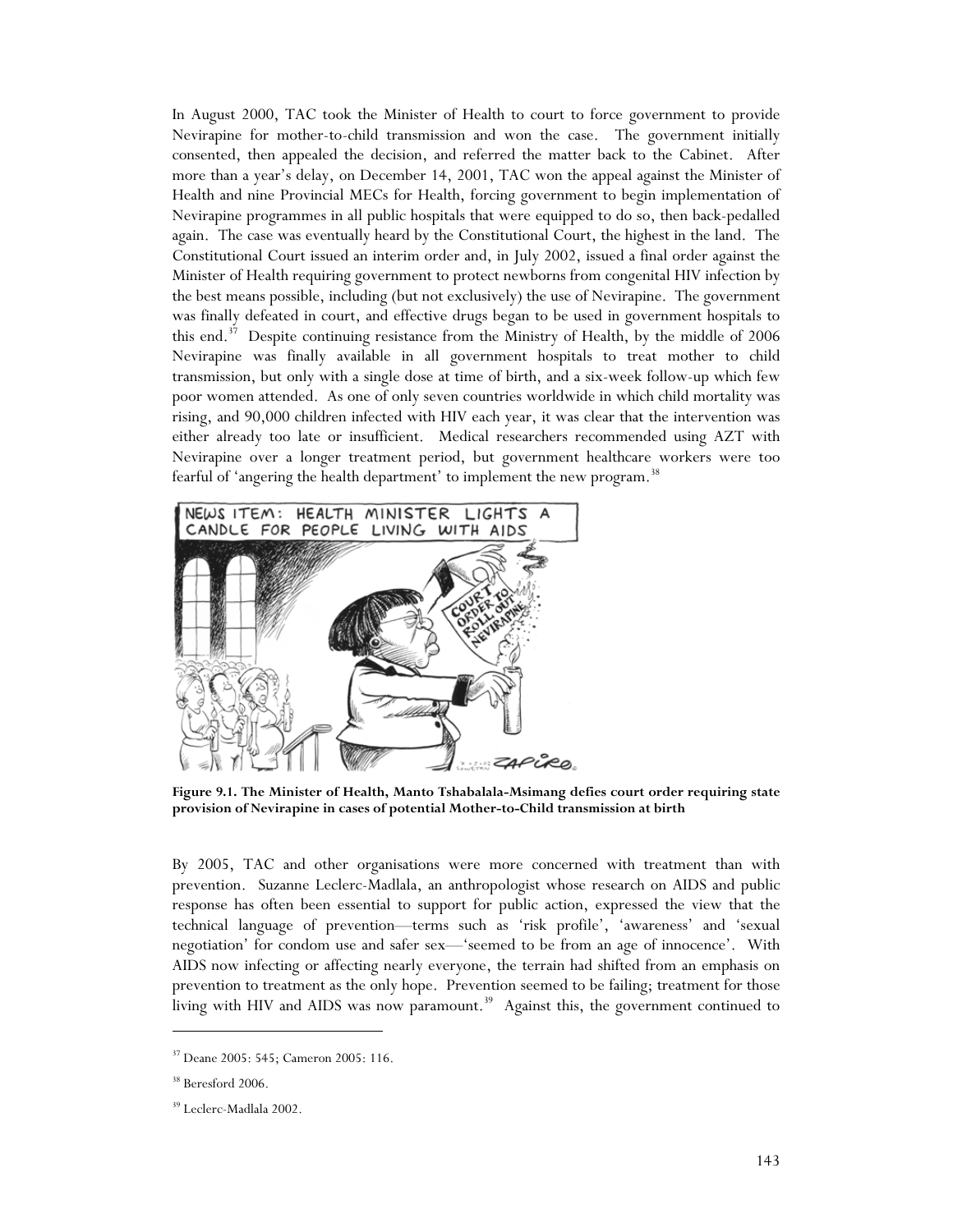In August 2000, TAC took the Minister of Health to court to force government to provide Nevirapine for mother-to-child transmission and won the case. The government initially consented, then appealed the decision, and referred the matter back to the Cabinet. After more than a year's delay, on December 14, 2001, TAC won the appeal against the Minister of Health and nine Provincial MECs for Health, forcing government to begin implementation of Nevirapine programmes in all public hospitals that were equipped to do so, then back-pedalled again. The case was eventually heard by the Constitutional Court, the highest in the land. The Constitutional Court issued an interim order and, in July 2002, issued a final order against the Minister of Health requiring government to protect newborns from congenital HIV infection by the best means possible, including (but not exclusively) the use of Nevirapine. The government was finally defeated in court, and effective drugs began to be used in government hospitals to this end.[37] Despite continuing resistance from the Ministry of Health, by the middle of 2006 Nevirapine was finally available in all government hospitals to treat mother to child transmission, but only with a single dose at time of birth, and a six-week follow-up which few poor women attended. As one of only seven countries worldwide in which child mortality was rising, and 90,000 children infected with HIV each year, it was clear that the intervention was either already too late or insufficient. Medical researchers recommended using AZT with Nevirapine over a longer treatment period, but government healthcare workers were too fearful of 'angering the health department' to implement the new program.[38]

**Figure 9.1. The Minister of Health, Manto Tshabalala-Msimang defies court order requiring state provision of Nevirapine in cases of potential Mother-to-Child transmission at birth**

By 2005, TAC and other organisations were more concerned with treatment than with prevention. Suzanne Leclerc-Madlala, an anthropologist whose research on AIDS and public response has often been essential to support for public action, expressed the view that the technical language of prevention—terms such as 'risk profile', 'awareness' and 'sexual negotiation' for condom use and safer sex—'seemed to be from an age of innocence'. With AIDS now infecting or affecting nearly everyone, the terrain had shifted from an emphasis on prevention to treatment as the only hope. Prevention seemed to be failing; treatment for those living with HIV and AIDS was now paramount.[39] Against this, the government continued to

---

[37] Deane 2005: 545; Cameron 2005: 116.

[38] Beresford 2006.

[39] Leclerc-Madlala 2002.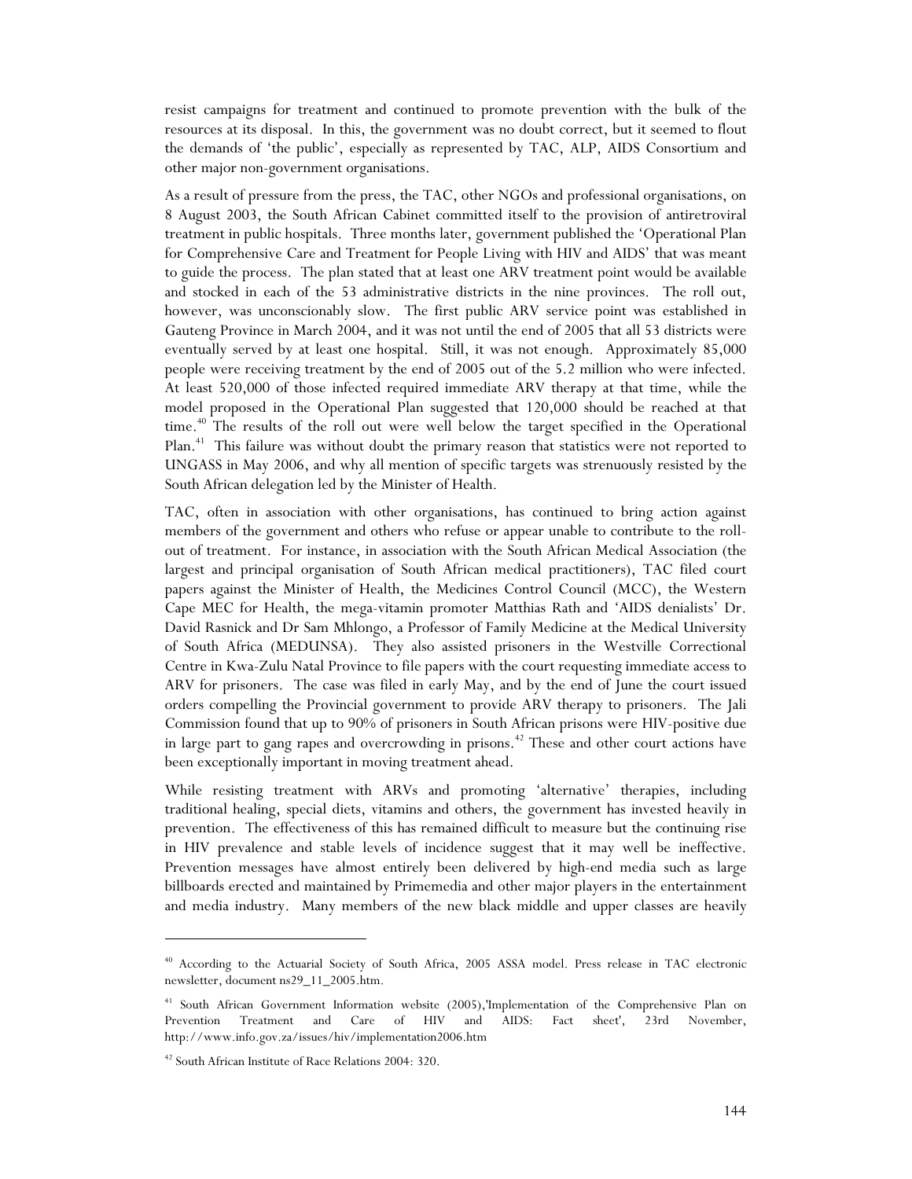resist campaigns for treatment and continued to promote prevention with the bulk of the resources at its disposal. In this, the government was no doubt correct, but it seemed to flout the demands of 'the public', especially as represented by TAC, ALP, AIDS Consortium and other major non-government organisations.

As a result of pressure from the press, the TAC, other NGOs and professional organisations, on 8 August 2003, the South African Cabinet committed itself to the provision of antiretroviral treatment in public hospitals. Three months later, government published the 'Operational Plan for Comprehensive Care and Treatment for People Living with HIV and AIDS' that was meant to guide the process. The plan stated that at least one ARV treatment point would be available and stocked in each of the 53 administrative districts in the nine provinces. The roll out, however, was unconscionably slow. The first public ARV service point was established in Gauteng Province in March 2004, and it was not until the end of 2005 that all 53 districts were eventually served by at least one hospital. Still, it was not enough. Approximately 85,000 people were receiving treatment by the end of 2005 out of the 5.2 million who were infected. At least 520,000 of those infected required immediate ARV therapy at that time, while the model proposed in the Operational Plan suggested that 120,000 should be reached at that time.[40] The results of the roll out were well below the target specified in the Operational Plan.[41] This failure was without doubt the primary reason that statistics were not reported to UNGASS in May 2006, and why all mention of specific targets was strenuously resisted by the South African delegation led by the Minister of Health.

TAC, often in association with other organisations, has continued to bring action against members of the government and others who refuse or appear unable to contribute to the roll-out of treatment. For instance, in association with the South African Medical Association (the largest and principal organisation of South African medical practitioners), TAC filed court papers against the Minister of Health, the Medicines Control Council (MCC), the Western Cape MEC for Health, the mega-vitamin promoter Matthias Rath and 'AIDS denialists' Dr. David Rasnick and Dr Sam Mhlongo, a Professor of Family Medicine at the Medical University of South Africa (MEDUNSA). They also assisted prisoners in the Westville Correctional Centre in Kwa-Zulu Natal Province to file papers with the court requesting immediate access to ARV for prisoners. The case was filed in early May, and by the end of June the court issued orders compelling the Provincial government to provide ARV therapy to prisoners. The Jali Commission found that up to 90% of prisoners in South African prisons were HIV-positive due in large part to gang rapes and overcrowding in prisons.[42] These and other court actions have been exceptionally important in moving treatment ahead.

While resisting treatment with ARVs and promoting 'alternative' therapies, including traditional healing, special diets, vitamins and others, the government has invested heavily in prevention. The effectiveness of this has remained difficult to measure but the continuing rise in HIV prevalence and stable levels of incidence suggest that it may well be ineffective. Prevention messages have almost entirely been delivered by high-end media such as large billboards erected and maintained by Primemedia and other major players in the entertainment and media industry. Many members of the new black middle and upper classes are heavily

---

[40] According to the Actuarial Society of South Africa, 2005 ASSA model. Press release in TAC electronic newsletter, document ns29_11_2005.htm.

[41] South African Government Information website (2005),'Implementation of the Comprehensive Plan on Prevention Treatment and Care of HIV and AIDS: Fact sheet', 23rd November, http://www.info.gov.za/issues/hiv/implementation2006.htm

[42] South African Institute of Race Relations 2004: 320.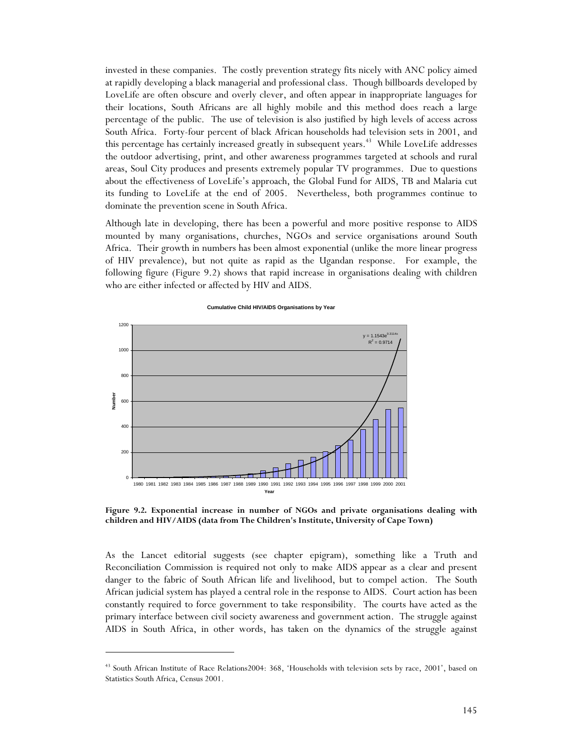invested in these companies. The costly prevention strategy fits nicely with ANC policy aimed at rapidly developing a black managerial and professional class. Though billboards developed by LoveLife are often obscure and overly clever, and often appear in inappropriate languages for their locations, South Africans are all highly mobile and this method does reach a large percentage of the public. The use of television is also justified by high levels of access across South Africa. Forty-four percent of black African households had television sets in 2001, and this percentage has certainly increased greatly in subsequent years.[43] While LoveLife addresses the outdoor advertising, print, and other awareness programmes targeted at schools and rural areas, Soul City produces and presents extremely popular TV programmes. Due to questions about the effectiveness of LoveLife's approach, the Global Fund for AIDS, TB and Malaria cut its funding to LoveLife at the end of 2005. Nevertheless, both programmes continue to dominate the prevention scene in South Africa.

Although late in developing, there has been a powerful and more positive response to AIDS mounted by many organisations, churches, NGOs and service organisations around South Africa. Their growth in numbers has been almost exponential (unlike the more linear progress of HIV prevalence), but not quite as rapid as the Ugandan response. For example, the following figure (Figure 9.2) shows that rapid increase in organisations dealing with children who are either infected or affected by HIV and AIDS.

**Cumulative Child HIV/AIDS Organisations by Year**

$y = 1.1543e^{0.3114x}$
$R^2 = 0.9714$

**Figure 9.2. Exponential increase in number of NGOs and private organisations dealing with children and HIV/AIDS (data from The Children's Institute, University of Cape Town)**

As the Lancet editorial suggests (see chapter epigram), something like a Truth and Reconciliation Commission is required not only to make AIDS appear as a clear and present danger to the fabric of South African life and livelihood, but to compel action. The South African judicial system has played a central role in the response to AIDS. Court action has been constantly required to force government to take responsibility. The courts have acted as the primary interface between civil society awareness and government action. The struggle against AIDS in South Africa, in other words, has taken on the dynamics of the struggle against

[43] South African Institute of Race Relations2004: 368, 'Households with television sets by race, 2001', based on Statistics South Africa, Census 2001.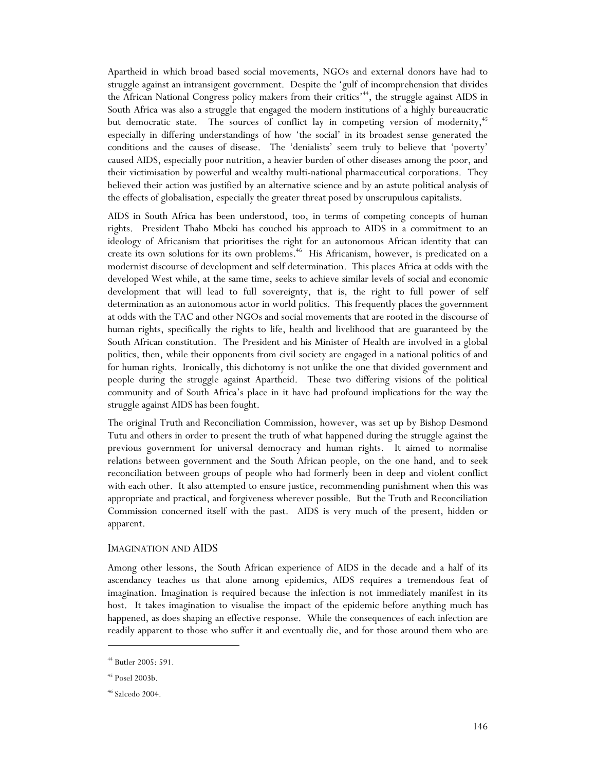Apartheid in which broad based social movements, NGOs and external donors have had to struggle against an intransigent government. Despite the 'gulf of incomprehension that divides the African National Congress policy makers from their critics'[44], the struggle against AIDS in South Africa was also a struggle that engaged the modern institutions of a highly bureaucratic but democratic state. The sources of conflict lay in competing version of modernity,[45] especially in differing understandings of how 'the social' in its broadest sense generated the conditions and the causes of disease. The 'denialists' seem truly to believe that 'poverty' caused AIDS, especially poor nutrition, a heavier burden of other diseases among the poor, and their victimisation by powerful and wealthy multi-national pharmaceutical corporations. They believed their action was justified by an alternative science and by an astute political analysis of the effects of globalisation, especially the greater threat posed by unscrupulous capitalists.

AIDS in South Africa has been understood, too, in terms of competing concepts of human rights. President Thabo Mbeki has couched his approach to AIDS in a commitment to an ideology of Africanism that prioritises the right for an autonomous African identity that can create its own solutions for its own problems.[46] His Africanism, however, is predicated on a modernist discourse of development and self determination. This places Africa at odds with the developed West while, at the same time, seeks to achieve similar levels of social and economic development that will lead to full sovereignty, that is, the right to full power of self determination as an autonomous actor in world politics. This frequently places the government at odds with the TAC and other NGOs and social movements that are rooted in the discourse of human rights, specifically the rights to life, health and livelihood that are guaranteed by the South African constitution. The President and his Minister of Health are involved in a global politics, then, while their opponents from civil society are engaged in a national politics of and for human rights. Ironically, this dichotomy is not unlike the one that divided government and people during the struggle against Apartheid. These two differing visions of the political community and of South Africa's place in it have had profound implications for the way the struggle against AIDS has been fought.

The original Truth and Reconciliation Commission, however, was set up by Bishop Desmond Tutu and others in order to present the truth of what happened during the struggle against the previous government for universal democracy and human rights. It aimed to normalise relations between government and the South African people, on the one hand, and to seek reconciliation between groups of people who had formerly been in deep and violent conflict with each other. It also attempted to ensure justice, recommending punishment when this was appropriate and practical, and forgiveness wherever possible. But the Truth and Reconciliation Commission concerned itself with the past. AIDS is very much of the present, hidden or apparent.

## Imagination and AIDS

Among other lessons, the South African experience of AIDS in the decade and a half of its ascendancy teaches us that alone among epidemics, AIDS requires a tremendous feat of imagination. Imagination is required because the infection is not immediately manifest in its host. It takes imagination to visualise the impact of the epidemic before anything much has happened, as does shaping an effective response. While the consequences of each infection are readily apparent to those who suffer it and eventually die, and for those around them who are

---

[44] Butler 2005: 591.

[45] Posel 2003b.

[46] Salcedo 2004.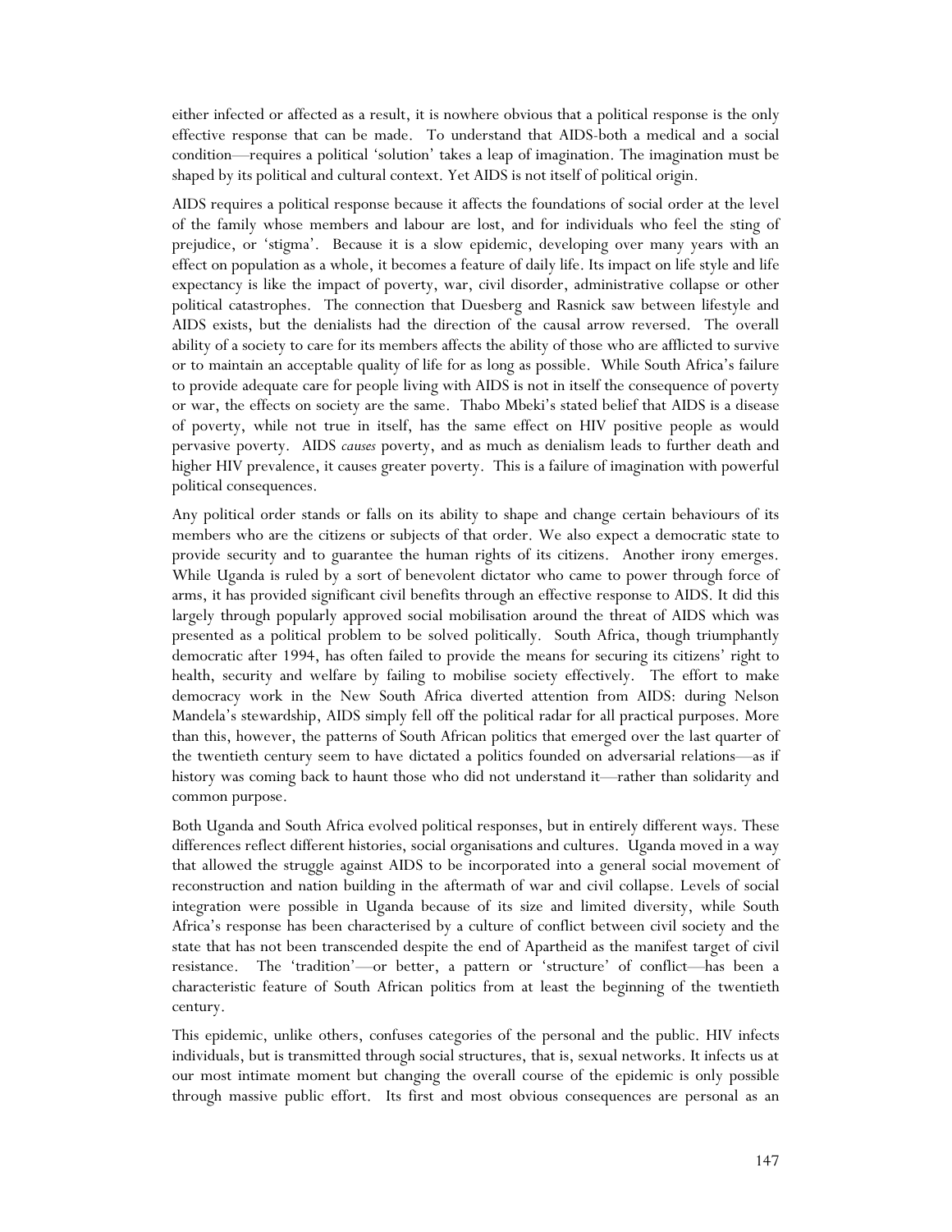either infected or affected as a result, it is nowhere obvious that a political response is the only effective response that can be made. To understand that AIDS-both a medical and a social condition—requires a political 'solution' takes a leap of imagination. The imagination must be shaped by its political and cultural context. Yet AIDS is not itself of political origin.

AIDS requires a political response because it affects the foundations of social order at the level of the family whose members and labour are lost, and for individuals who feel the sting of prejudice, or 'stigma'. Because it is a slow epidemic, developing over many years with an effect on population as a whole, it becomes a feature of daily life. Its impact on life style and life expectancy is like the impact of poverty, war, civil disorder, administrative collapse or other political catastrophes. The connection that Duesberg and Rasnick saw between lifestyle and AIDS exists, but the denialists had the direction of the causal arrow reversed. The overall ability of a society to care for its members affects the ability of those who are afflicted to survive or to maintain an acceptable quality of life for as long as possible. While South Africa's failure to provide adequate care for people living with AIDS is not in itself the consequence of poverty or war, the effects on society are the same. Thabo Mbeki's stated belief that AIDS is a disease of poverty, while not true in itself, has the same effect on HIV positive people as would pervasive poverty. AIDS *causes* poverty, and as much as denialism leads to further death and higher HIV prevalence, it causes greater poverty. This is a failure of imagination with powerful political consequences.

Any political order stands or falls on its ability to shape and change certain behaviours of its members who are the citizens or subjects of that order. We also expect a democratic state to provide security and to guarantee the human rights of its citizens. Another irony emerges. While Uganda is ruled by a sort of benevolent dictator who came to power through force of arms, it has provided significant civil benefits through an effective response to AIDS. It did this largely through popularly approved social mobilisation around the threat of AIDS which was presented as a political problem to be solved politically. South Africa, though triumphantly democratic after 1994, has often failed to provide the means for securing its citizens' right to health, security and welfare by failing to mobilise society effectively. The effort to make democracy work in the New South Africa diverted attention from AIDS: during Nelson Mandela's stewardship, AIDS simply fell off the political radar for all practical purposes. More than this, however, the patterns of South African politics that emerged over the last quarter of the twentieth century seem to have dictated a politics founded on adversarial relations—as if history was coming back to haunt those who did not understand it—rather than solidarity and common purpose.

Both Uganda and South Africa evolved political responses, but in entirely different ways. These differences reflect different histories, social organisations and cultures. Uganda moved in a way that allowed the struggle against AIDS to be incorporated into a general social movement of reconstruction and nation building in the aftermath of war and civil collapse. Levels of social integration were possible in Uganda because of its size and limited diversity, while South Africa's response has been characterised by a culture of conflict between civil society and the state that has not been transcended despite the end of Apartheid as the manifest target of civil resistance. The 'tradition'—or better, a pattern or 'structure' of conflict—has been a characteristic feature of South African politics from at least the beginning of the twentieth century.

This epidemic, unlike others, confuses categories of the personal and the public. HIV infects individuals, but is transmitted through social structures, that is, sexual networks. It infects us at our most intimate moment but changing the overall course of the epidemic is only possible through massive public effort. Its first and most obvious consequences are personal as an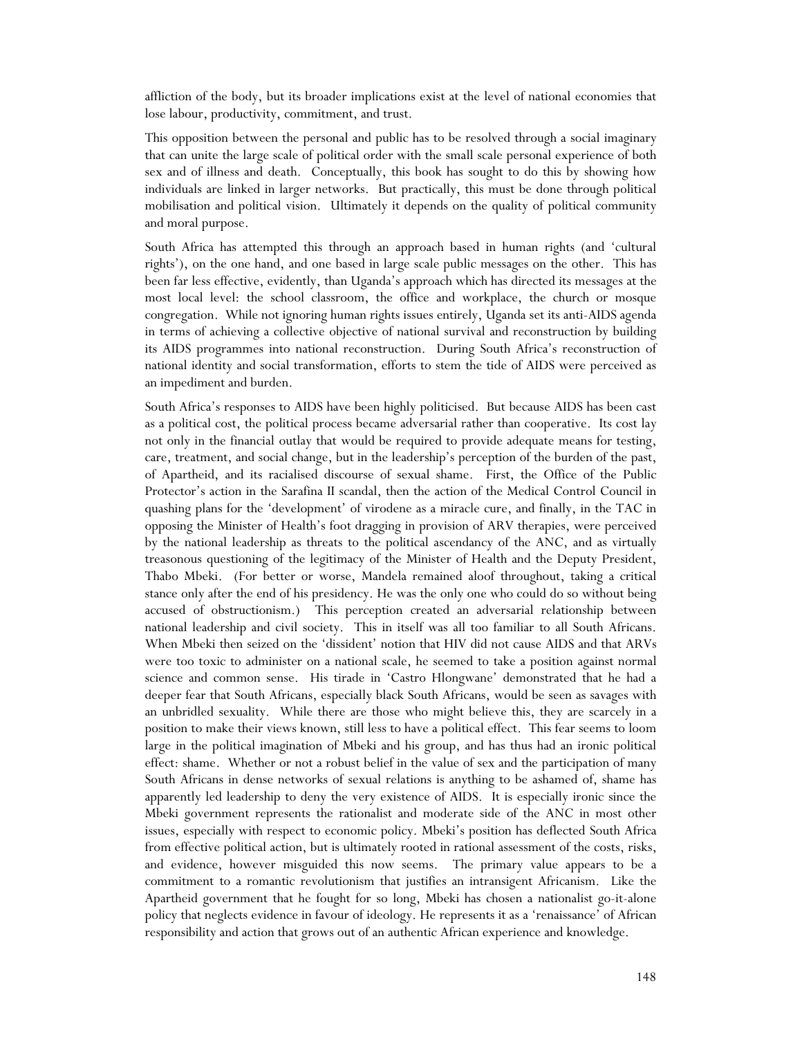affliction of the body, but its broader implications exist at the level of national economies that lose labour, productivity, commitment, and trust.

This opposition between the personal and public has to be resolved through a social imaginary that can unite the large scale of political order with the small scale personal experience of both sex and of illness and death. Conceptually, this book has sought to do this by showing how individuals are linked in larger networks. But practically, this must be done through political mobilisation and political vision. Ultimately it depends on the quality of political community and moral purpose.

South Africa has attempted this through an approach based in human rights (and 'cultural rights'), on the one hand, and one based in large scale public messages on the other. This has been far less effective, evidently, than Uganda's approach which has directed its messages at the most local level: the school classroom, the office and workplace, the church or mosque congregation. While not ignoring human rights issues entirely, Uganda set its anti-AIDS agenda in terms of achieving a collective objective of national survival and reconstruction by building its AIDS programmes into national reconstruction. During South Africa's reconstruction of national identity and social transformation, efforts to stem the tide of AIDS were perceived as an impediment and burden.

South Africa's responses to AIDS have been highly politicised. But because AIDS has been cast as a political cost, the political process became adversarial rather than cooperative. Its cost lay not only in the financial outlay that would be required to provide adequate means for testing, care, treatment, and social change, but in the leadership's perception of the burden of the past, of Apartheid, and its racialised discourse of sexual shame. First, the Office of the Public Protector's action in the Sarafina II scandal, then the action of the Medical Control Council in quashing plans for the 'development' of virodene as a miracle cure, and finally, in the TAC in opposing the Minister of Health's foot dragging in provision of ARV therapies, were perceived by the national leadership as threats to the political ascendancy of the ANC, and as virtually treasonous questioning of the legitimacy of the Minister of Health and the Deputy President, Thabo Mbeki. (For better or worse, Mandela remained aloof throughout, taking a critical stance only after the end of his presidency. He was the only one who could do so without being accused of obstructionism.) This perception created an adversarial relationship between national leadership and civil society. This in itself was all too familiar to all South Africans. When Mbeki then seized on the 'dissident' notion that HIV did not cause AIDS and that ARVs were too toxic to administer on a national scale, he seemed to take a position against normal science and common sense. His tirade in 'Castro Hlongwane' demonstrated that he had a deeper fear that South Africans, especially black South Africans, would be seen as savages with an unbridled sexuality. While there are those who might believe this, they are scarcely in a position to make their views known, still less to have a political effect. This fear seems to loom large in the political imagination of Mbeki and his group, and has thus had an ironic political effect: shame. Whether or not a robust belief in the value of sex and the participation of many South Africans in dense networks of sexual relations is anything to be ashamed of, shame has apparently led leadership to deny the very existence of AIDS. It is especially ironic since the Mbeki government represents the rationalist and moderate side of the ANC in most other issues, especially with respect to economic policy. Mbeki's position has deflected South Africa from effective political action, but is ultimately rooted in rational assessment of the costs, risks, and evidence, however misguided this now seems. The primary value appears to be a commitment to a romantic revolutionism that justifies an intransigent Africanism. Like the Apartheid government that he fought for so long, Mbeki has chosen a nationalist go-it-alone policy that neglects evidence in favour of ideology. He represents it as a 'renaissance' of African responsibility and action that grows out of an authentic African experience and knowledge.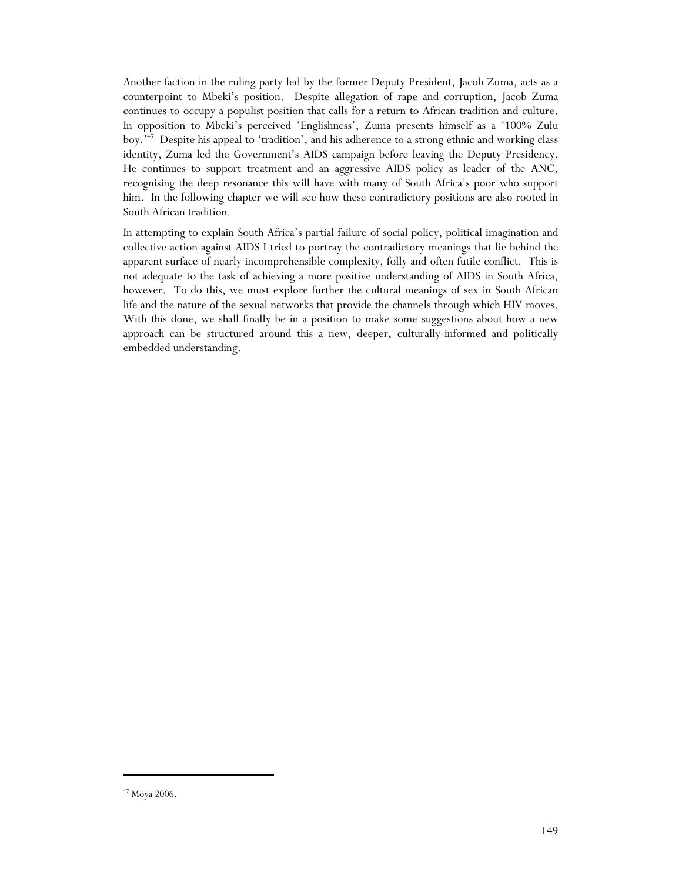Another faction in the ruling party led by the former Deputy President, Jacob Zuma, acts as a counterpoint to Mbeki's position. Despite allegation of rape and corruption, Jacob Zuma continues to occupy a populist position that calls for a return to African tradition and culture. In opposition to Mbeki's perceived 'Englishness', Zuma presents himself as a '100% Zulu boy.'[47] Despite his appeal to 'tradition', and his adherence to a strong ethnic and working class identity, Zuma led the Government's AIDS campaign before leaving the Deputy Presidency. He continues to support treatment and an aggressive AIDS policy as leader of the ANC, recognising the deep resonance this will have with many of South Africa's poor who support him. In the following chapter we will see how these contradictory positions are also rooted in South African tradition.

In attempting to explain South Africa's partial failure of social policy, political imagination and collective action against AIDS I tried to portray the contradictory meanings that lie behind the apparent surface of nearly incomprehensible complexity, folly and often futile conflict. This is not adequate to the task of achieving a more positive understanding of AIDS in South Africa, however. To do this, we must explore further the cultural meanings of sex in South African life and the nature of the sexual networks that provide the channels through which HIV moves. With this done, we shall finally be in a position to make some suggestions about how a new approach can be structured around this a new, deeper, culturally-informed and politically embedded understanding.

---

[47] Moya 2006.